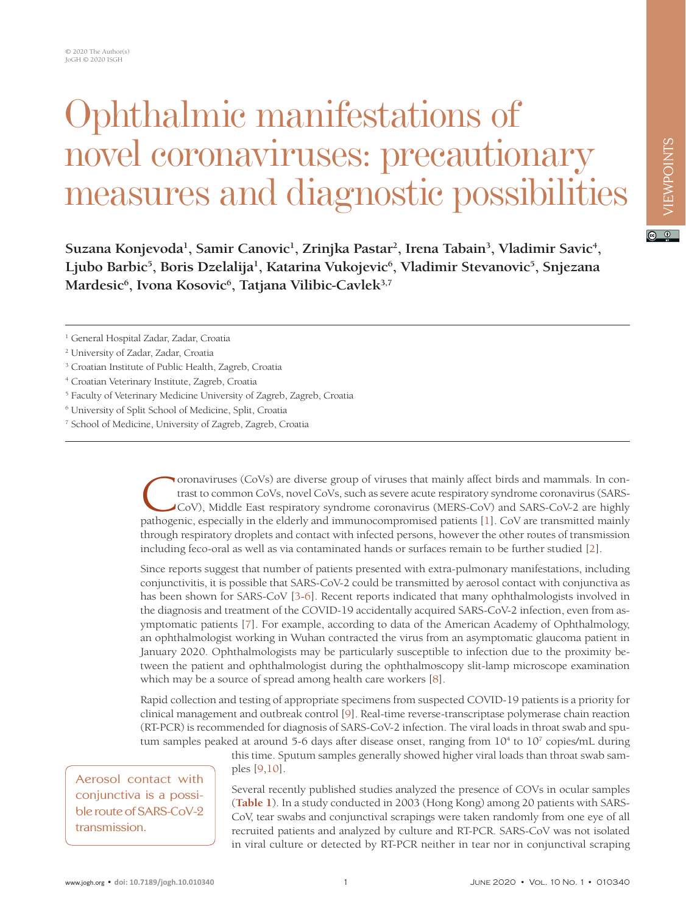# Ophthalmic manifestations of novel coronaviruses: precautionary measures and diagnostic possibilities

**Suzana Konjevoda[1], Samir Canovic[1], Zrinjka Pastar[2], Irena Tabain[3], Vladimir Savic[4], Ljubo Barbic[5], Boris Dzelalija[1], Katarina Vukojevic[6], Vladimir Stevanovic[5], Snjezana Mardesic[6], Ivona Kosovic[6], Tatjana Vilibic-Cavlek[3,7]**

[1] General Hospital Zadar, Zadar, Croatia
[2] University of Zadar, Zadar, Croatia
[3] Croatian Institute of Public Health, Zagreb, Croatia
[4] Croatian Veterinary Institute, Zagreb, Croatia
[5] Faculty of Veterinary Medicine University of Zagreb, Zagreb, Croatia
[6] University of Split School of Medicine, Split, Croatia
[7] School of Medicine, University of Zagreb, Zagreb, Croatia

Coronaviruses (CoVs) are diverse group of viruses that mainly affect birds and mammals. In contrast to common CoVs, novel CoVs, such as severe acute respiratory syndrome coronavirus (SARS-CoV), Middle East respiratory syndrome coronavirus (MERS-CoV) and SARS-CoV-2 are highly pathogenic, especially in the elderly and immunocompromised patients [1]. CoV are transmitted mainly through respiratory droplets and contact with infected persons, however the other routes of transmission including feco-oral as well as via contaminated hands or surfaces remain to be further studied [2].

Since reports suggest that number of patients presented with extra-pulmonary manifestations, including conjunctivitis, it is possible that SARS-CoV-2 could be transmitted by aerosol contact with conjunctiva as has been shown for SARS-CoV [3-6]. Recent reports indicated that many ophthalmologists involved in the diagnosis and treatment of the COVID-19 accidentally acquired SARS-CoV-2 infection, even from asymptomatic patients [7]. For example, according to data of the American Academy of Ophthalmology, an ophthalmologist working in Wuhan contracted the virus from an asymptomatic glaucoma patient in January 2020. Ophthalmologists may be particularly susceptible to infection due to the proximity between the patient and ophthalmologist during the ophthalmoscopy slit-lamp microscope examination which may be a source of spread among health care workers [8].

Rapid collection and testing of appropriate specimens from suspected COVID-19 patients is a priority for clinical management and outbreak control [9]. Real-time reverse-transcriptase polymerase chain reaction (RT-PCR) is recommended for diagnosis of SARS-CoV-2 infection. The viral loads in throat swab and sputum samples peaked at around 5-6 days after disease onset, ranging from $10^4$ to $10^7$ copies/mL during this time. Sputum samples generally showed higher viral loads than throat swab samples [9,10].

> Aerosol contact with conjunctiva is a possible route of SARS-CoV-2 transmission.

Several recently published studies analyzed the presence of COVs in ocular samples (**Table 1**). In a study conducted in 2003 (Hong Kong) among 20 patients with SARS-CoV, tear swabs and conjunctival scrapings were taken randomly from one eye of all recruited patients and analyzed by culture and RT-PCR. SARS-CoV was not isolated in viral culture or detected by RT-PCR neither in tear nor in conjunctival scraping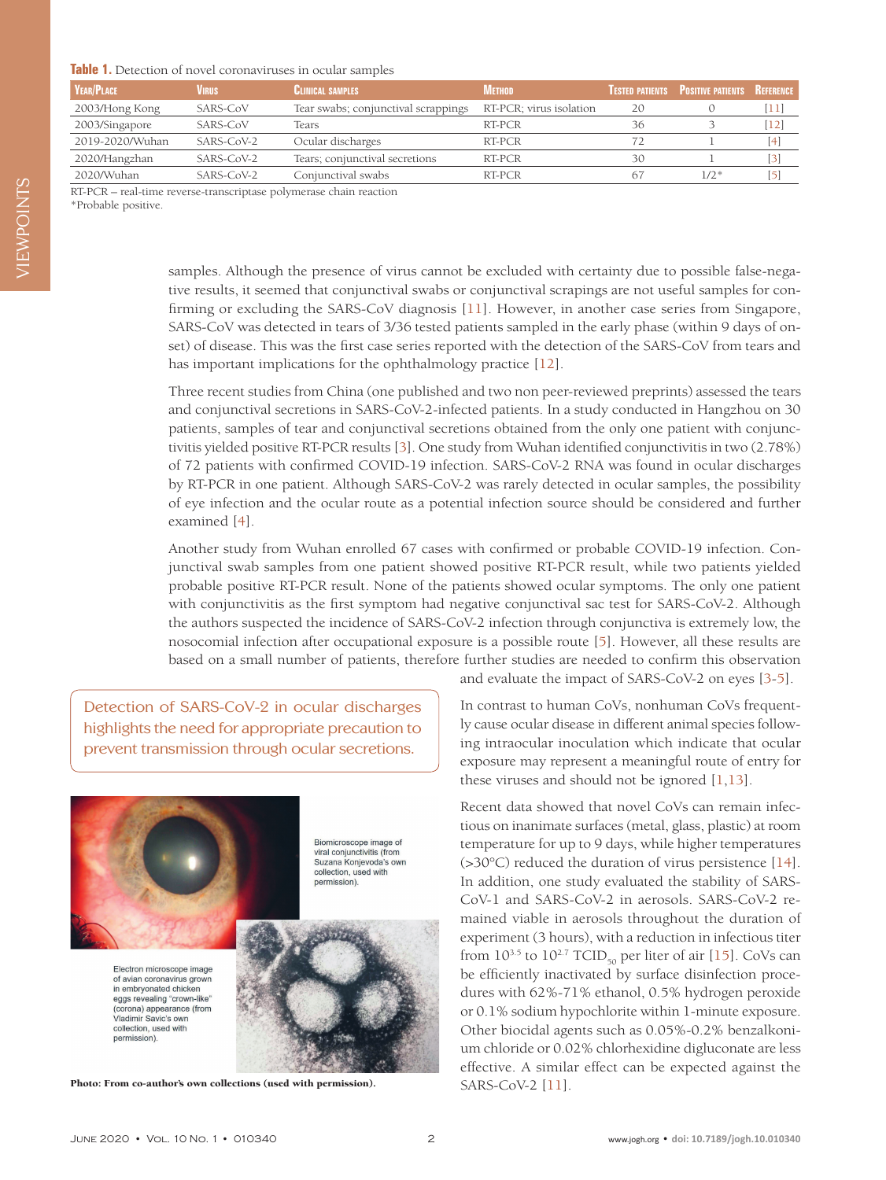**Table 1.** Detection of novel coronaviruses in ocular samples

| Year/Place | Virus | Clinical samples | Method | Tested patients | Positive patients | Reference |
|---|---|---|---|---|---|---|
| 2003/Hong Kong | SARS-CoV | Tear swabs; conjunctival scrappings | RT-PCR; virus isolation | 20 | 0 | [11] |
| 2003/Singapore | SARS-CoV | Tears | RT-PCR | 36 | 3 | [12] |
| 2019-2020/Wuhan | SARS-CoV-2 | Ocular discharges | RT-PCR | 72 | 1 | [4] |
| 2020/Hangzhan | SARS-CoV-2 | Tears; conjunctival secretions | RT-PCR | 30 | 1 | [3] |
| 2020/Wuhan | SARS-CoV-2 | Conjunctival swabs | RT-PCR | 67 | 1/2* | [5] |

RT-PCR – real-time reverse-transcriptase polymerase chain reaction

*Probable positive.

samples. Although the presence of virus cannot be excluded with certainty due to possible false-negative results, it seemed that conjunctival swabs or conjunctival scrapings are not useful samples for confirming or excluding the SARS-CoV diagnosis [11]. However, in another case series from Singapore, SARS-CoV was detected in tears of 3/36 tested patients sampled in the early phase (within 9 days of onset) of disease. This was the first case series reported with the detection of the SARS-CoV from tears and has important implications for the ophthalmology practice [12].

Three recent studies from China (one published and two non peer-reviewed preprints) assessed the tears and conjunctival secretions in SARS-CoV-2-infected patients. In a study conducted in Hangzhou on 30 patients, samples of tear and conjunctival secretions obtained from the only one patient with conjunctivitis yielded positive RT-PCR results [3]. One study from Wuhan identified conjunctivitis in two (2.78%) of 72 patients with confirmed COVID-19 infection. SARS-CoV-2 RNA was found in ocular discharges by RT-PCR in one patient. Although SARS-CoV-2 was rarely detected in ocular samples, the possibility of eye infection and the ocular route as a potential infection source should be considered and further examined [4].

Another study from Wuhan enrolled 67 cases with confirmed or probable COVID-19 infection. Conjunctival swab samples from one patient showed positive RT-PCR result, while two patients yielded probable positive RT-PCR result. None of the patients showed ocular symptoms. The only one patient with conjunctivitis as the first symptom had negative conjunctival sac test for SARS-CoV-2. Although the authors suspected the incidence of SARS-CoV-2 infection through conjunctiva is extremely low, the nosocomial infection after occupational exposure is a possible route [5]. However, all these results are based on a small number of patients, therefore further studies are needed to confirm this observation and evaluate the impact of SARS-CoV-2 on eyes [3-5].

Detection of SARS-CoV-2 in ocular discharges highlights the need for appropriate precaution to prevent transmission through ocular secretions.

Biomicroscope image of viral conjunctivitis (from Suzana Konjevoda's own collection, used with permission).

Electron microscope image of avian coronavirus grown in embryonated chicken eggs revealing "crown-like" (corona) appearance (from Vladimir Savic's own collection, used with permission).

**Photo: From co-author's own collections (used with permission).**

In contrast to human CoVs, nonhuman CoVs frequently cause ocular disease in different animal species following intraocular inoculation which indicate that ocular exposure may represent a meaningful route of entry for these viruses and should not be ignored [1,13].

Recent data showed that novel CoVs can remain infectious on inanimate surfaces (metal, glass, plastic) at room temperature for up to 9 days, while higher temperatures (>30°C) reduced the duration of virus persistence [14]. In addition, one study evaluated the stability of SARS-CoV-1 and SARS-CoV-2 in aerosols. SARS-CoV-2 remained viable in aerosols throughout the duration of experiment (3 hours), with a reduction in infectious titer from $10^{3.5}$ to $10^{2.7}$ $TCID_{50}$ per liter of air [15]. CoVs can be efficiently inactivated by surface disinfection procedures with 62%-71% ethanol, 0.5% hydrogen peroxide or 0.1% sodium hypochlorite within 1-minute exposure. Other biocidal agents such as 0.05%-0.2% benzalkonium chloride or 0.02% chlorhexidine digluconate are less effective. A similar effect can be expected against the SARS-CoV-2 [11].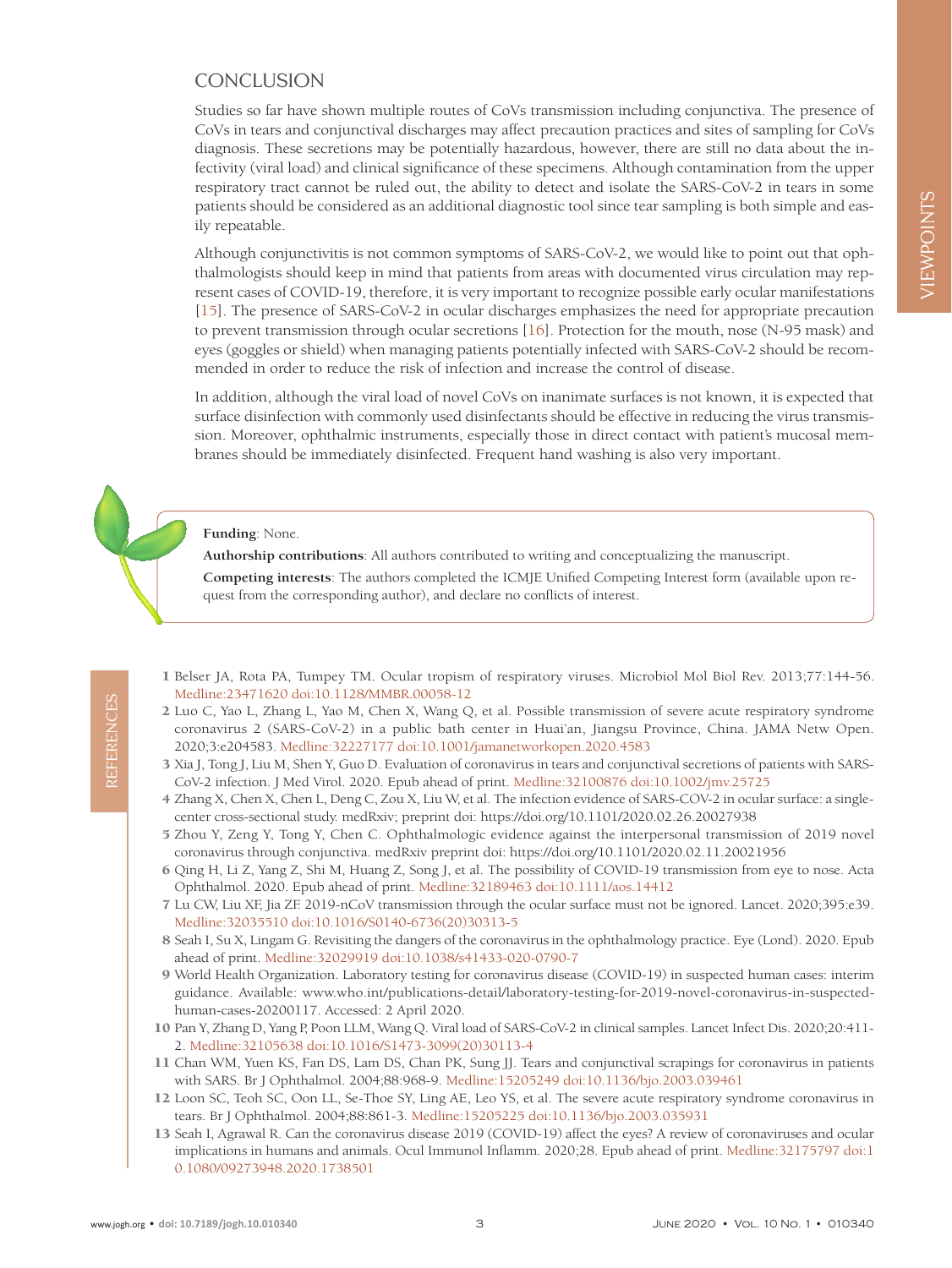## CONCLUSION

Studies so far have shown multiple routes of CoVs transmission including conjunctiva. The presence of CoVs in tears and conjunctival discharges may affect precaution practices and sites of sampling for CoVs diagnosis. These secretions may be potentially hazardous, however, there are still no data about the infectivity (viral load) and clinical significance of these specimens. Although contamination from the upper respiratory tract cannot be ruled out, the ability to detect and isolate the SARS-CoV-2 in tears in some patients should be considered as an additional diagnostic tool since tear sampling is both simple and easily repeatable.

Although conjunctivitis is not common symptoms of SARS-CoV-2, we would like to point out that ophthalmologists should keep in mind that patients from areas with documented virus circulation may represent cases of COVID-19, therefore, it is very important to recognize possible early ocular manifestations [15]. The presence of SARS-CoV-2 in ocular discharges emphasizes the need for appropriate precaution to prevent transmission through ocular secretions [16]. Protection for the mouth, nose (N-95 mask) and eyes (goggles or shield) when managing patients potentially infected with SARS-CoV-2 should be recommended in order to reduce the risk of infection and increase the control of disease.

In addition, although the viral load of novel CoVs on inanimate surfaces is not known, it is expected that surface disinfection with commonly used disinfectants should be effective in reducing the virus transmission. Moreover, ophthalmic instruments, especially those in direct contact with patient's mucosal membranes should be immediately disinfected. Frequent hand washing is also very important.

**Funding**: None.

**Authorship contributions**: All authors contributed to writing and conceptualizing the manuscript.

**Competing interests**: The authors completed the ICMJE Unified Competing Interest form (available upon request from the corresponding author), and declare no conflicts of interest.

## REFERENCES

1. Belser JA, Rota PA, Tumpey TM. Ocular tropism of respiratory viruses. Microbiol Mol Biol Rev. 2013;77:144-56. Medline:23471620 doi:10.1128/MMBR.00058-12
2. Luo C, Yao L, Zhang L, Yao M, Chen X, Wang Q, et al. Possible transmission of severe acute respiratory syndrome coronavirus 2 (SARS-CoV-2) in a public bath center in Huai'an, Jiangsu Province, China. JAMA Netw Open. 2020;3:e204583. Medline:32227177 doi:10.1001/jamanetworkopen.2020.4583
3. Xia J, Tong J, Liu M, Shen Y, Guo D. Evaluation of coronavirus in tears and conjunctival secretions of patients with SARS-CoV-2 infection. J Med Virol. 2020. Epub ahead of print. Medline:32100876 doi:10.1002/jmv.25725
4. Zhang X, Chen X, Chen L, Deng C, Zou X, Liu W, et al. The infection evidence of SARS-COV-2 in ocular surface: a single-center cross-sectional study. medRxiv; preprint doi: https://doi.org/10.1101/2020.02.26.20027938
5. Zhou Y, Zeng Y, Tong Y, Chen C. Ophthalmologic evidence against the interpersonal transmission of 2019 novel coronavirus through conjunctiva. medRxiv preprint doi: https://doi.org/10.1101/2020.02.11.20021956
6. Qing H, Li Z, Yang Z, Shi M, Huang Z, Song J, et al. The possibility of COVID-19 transmission from eye to nose. Acta Ophthalmol. 2020. Epub ahead of print. Medline:32189463 doi:10.1111/aos.14412
7. Lu CW, Liu XF, Jia ZF. 2019-nCoV transmission through the ocular surface must not be ignored. Lancet. 2020;395:e39. Medline:32035510 doi:10.1016/S0140-6736(20)30313-5
8. Seah I, Su X, Lingam G. Revisiting the dangers of the coronavirus in the ophthalmology practice. Eye (Lond). 2020. Epub ahead of print. Medline:32029919 doi:10.1038/s41433-020-0790-7
9. World Health Organization. Laboratory testing for coronavirus disease (COVID-19) in suspected human cases: interim guidance. Available: www.who.int/publications-detail/laboratory-testing-for-2019-novel-coronavirus-in-suspected-human-cases-20200117. Accessed: 2 April 2020.
10. Pan Y, Zhang D, Yang P, Poon LLM, Wang Q. Viral load of SARS-CoV-2 in clinical samples. Lancet Infect Dis. 2020;20:411-2. Medline:32105638 doi:10.1016/S1473-3099(20)30113-4
11. Chan WM, Yuen KS, Fan DS, Lam DS, Chan PK, Sung JJ. Tears and conjunctival scrapings for coronavirus in patients with SARS. Br J Ophthalmol. 2004;88:968-9. Medline:15205249 doi:10.1136/bjo.2003.039461
12. Loon SC, Teoh SC, Oon LL, Se-Thoe SY, Ling AE, Leo YS, et al. The severe acute respiratory syndrome coronavirus in tears. Br J Ophthalmol. 2004;88:861-3. Medline:15205225 doi:10.1136/bjo.2003.035931
13. Seah I, Agrawal R. Can the coronavirus disease 2019 (COVID-19) affect the eyes? A review of coronaviruses and ocular implications in humans and animals. Ocul Immunol Inflamm. 2020;28. Epub ahead of print. Medline:32175797 doi:10.1080/09273948.2020.1738501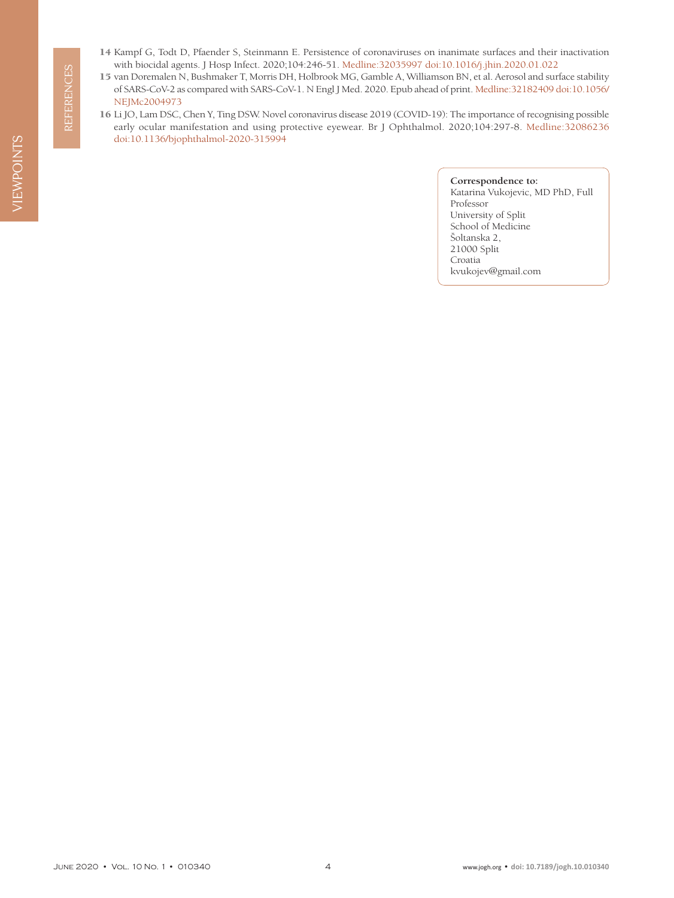14 Kampf G, Todt D, Pfaender S, Steinmann E. Persistence of coronaviruses on inanimate surfaces and their inactivation with biocidal agents. J Hosp Infect. 2020;104:246-51. Medline:32035997 doi:10.1016/j.jhin.2020.01.022

15 van Doremalen N, Bushmaker T, Morris DH, Holbrook MG, Gamble A, Williamson BN, et al. Aerosol and surface stability of SARS-CoV-2 as compared with SARS-CoV-1. N Engl J Med. 2020. Epub ahead of print. Medline:32182409 doi:10.1056/NEJMc2004973

16 Li JO, Lam DSC, Chen Y, Ting DSW. Novel coronavirus disease 2019 (COVID-19): The importance of recognising possible early ocular manifestation and using protective eyewear. Br J Ophthalmol. 2020;104:297-8. Medline:32086236 doi:10.1136/bjophthalmol-2020-315994

**Correspondence to:**
Katarina Vukojevic, MD PhD, Full Professor
University of Split
School of Medicine
Šoltanska 2,
21000 Split
Croatia
kvukojev@gmail.com